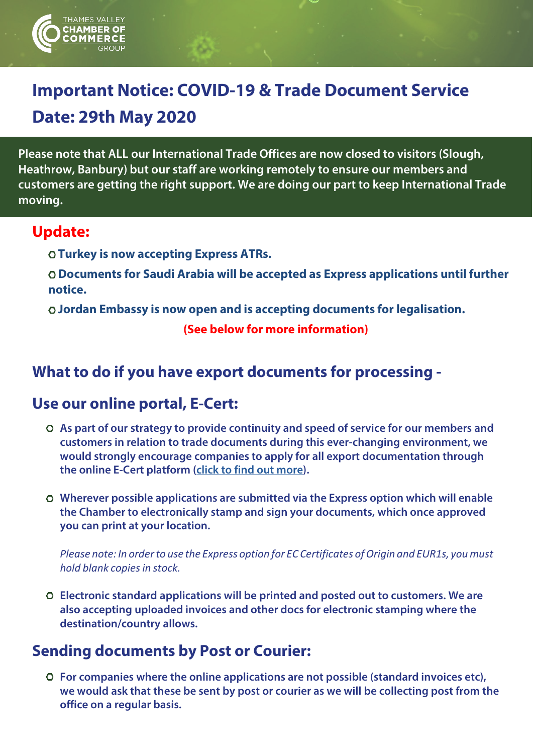THAMES VALLEY CHAMBER OF COMMERCE GROUP

# Important Notice: COVID-19 & Trade Document Service

# Date: 29th May 2020

**Please note that ALL our International Trade Offices are now closed to visitors (Slough, Heathrow, Banbury) but our staff are working remotely to ensure our members and customers are getting the right support. We are doing our part to keep International Trade moving.**

## Update:

- **Turkey is now accepting Express ATRs.**
- **Documents for Saudi Arabia will be accepted as Express applications until further notice.**
- **Jordan Embassy is now open and is accepting documents for legalisation.**

**(See below for more information)**

## What to do if you have export documents for processing -

## Use our online portal, E-Cert:

- **As part of our strategy to provide continuity and speed of service for our members and customers in relation to trade documents during this ever-changing environment, we would strongly encourage companies to apply for all export documentation through the online E-Cert platform (click to find out more).**
- **Wherever possible applications are submitted via the Express option which will enable the Chamber to electronically stamp and sign your documents, which once approved you can print at your location.**

  *Please note: In order to use the Express option for EC Certificates of Origin and EUR1s, you must hold blank copies in stock.*

- **Electronic standard applications will be printed and posted out to customers. We are also accepting uploaded invoices and other docs for electronic stamping where the destination/country allows.**

## Sending documents by Post or Courier:

- **For companies where the online applications are not possible (standard invoices etc), we would ask that these be sent by post or courier as we will be collecting post from the office on a regular basis.**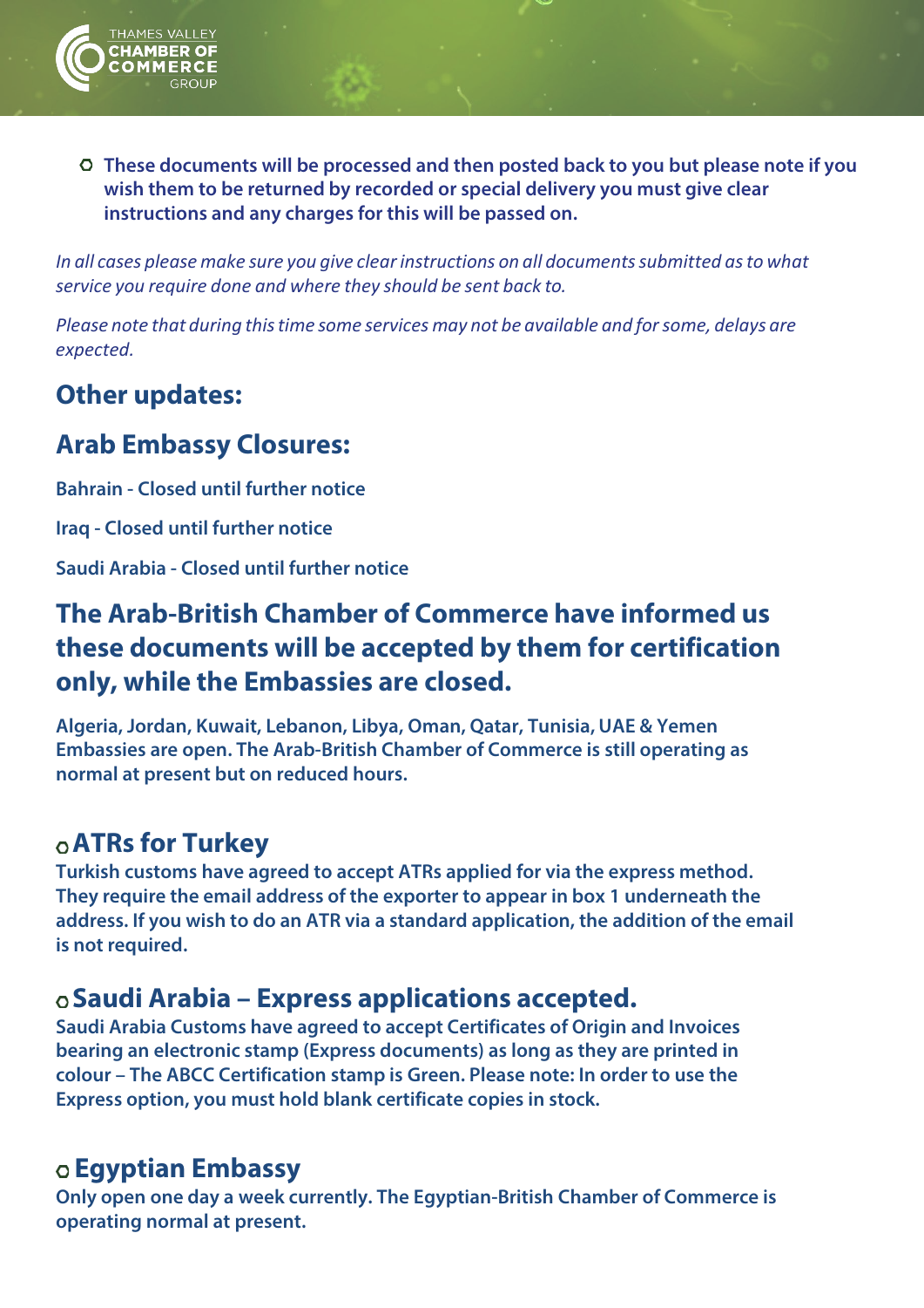- **These documents will be processed and then posted back to you but please note if you wish them to be returned by recorded or special delivery you must give clear instructions and any charges for this will be passed on.**

*In all cases please make sure you give clear instructions on all documents submitted as to what service you require done and where they should be sent back to.*

*Please note that during this time some services may not be available and for some, delays are expected.*

## Other updates:

## Arab Embassy Closures:

**Bahrain - Closed until further notice**

**Iraq - Closed until further notice**

**Saudi Arabia - Closed until further notice**

## The Arab-British Chamber of Commerce have informed us these documents will be accepted by them for certification only, while the Embassies are closed.

**Algeria, Jordan, Kuwait, Lebanon, Libya, Oman, Qatar, Tunisia, UAE & Yemen Embassies are open. The Arab-British Chamber of Commerce is still operating as normal at present but on reduced hours.**

### ATRs for Turkey

**Turkish customs have agreed to accept ATRs applied for via the express method. They require the email address of the exporter to appear in box 1 underneath the address. If you wish to do an ATR via a standard application, the addition of the email is not required.**

### Saudi Arabia – Express applications accepted.

**Saudi Arabia Customs have agreed to accept Certificates of Origin and Invoices bearing an electronic stamp (Express documents) as long as they are printed in colour – The ABCC Certification stamp is Green. Please note: In order to use the Express option, you must hold blank certificate copies in stock.**

### Egyptian Embassy

**Only open one day a week currently. The Egyptian-British Chamber of Commerce is operating normal at present.**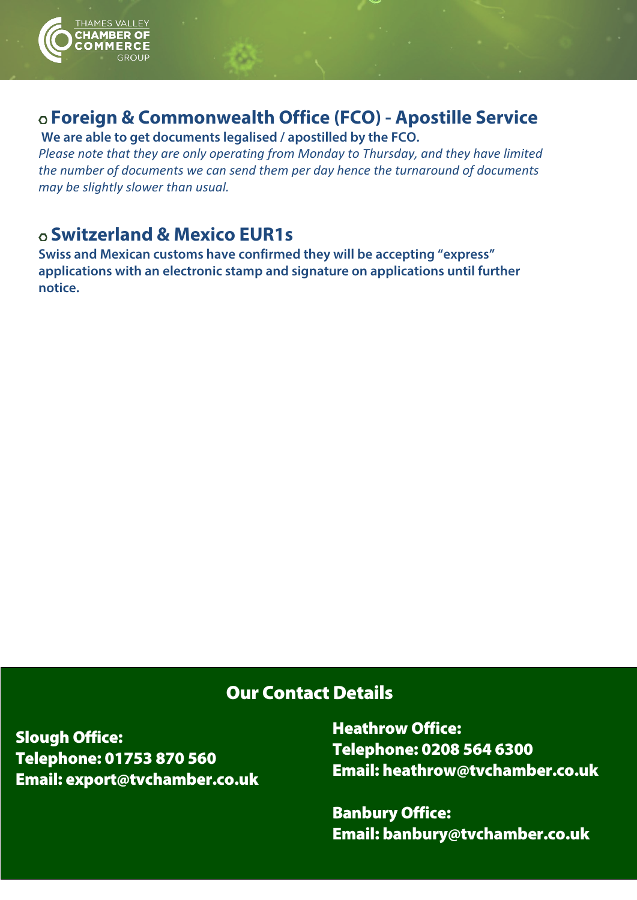## Foreign & Commonwealth Office (FCO) - Apostille Service

**We are able to get documents legalised / apostilled by the FCO.**

*Please note that they are only operating from Monday to Thursday, and they have limited the number of documents we can send them per day hence the turnaround of documents may be slightly slower than usual.*

## Switzerland & Mexico EUR1s

**Swiss and Mexican customs have confirmed they will be accepting "express" applications with an electronic stamp and signature on applications until further notice.**

## Our Contact Details

**Slough Office:**
**Telephone: 01753 870 560**
**Email: export@tvchamber.co.uk**

**Heathrow Office:**
**Telephone: 0208 564 6300**
**Email: heathrow@tvchamber.co.uk**

**Banbury Office:**
**Email: banbury@tvchamber.co.uk**